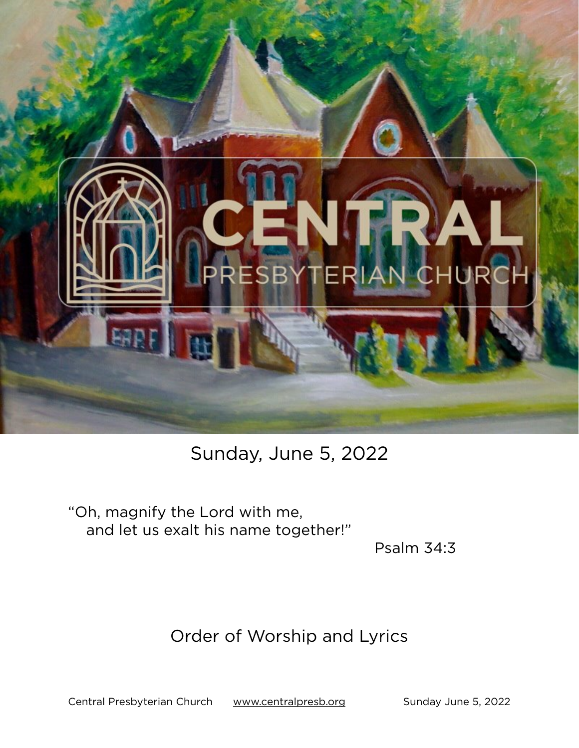# CENTRAL
## PRESBYTERIAN CHURCH

Sunday, June 5, 2022

"Oh, magnify the Lord with me,
  and let us exalt his name together!"

Psalm 34:3

## Order of Worship and Lyrics

Central Presbyterian Church    www.centralpresb.org    Sunday June 5, 2022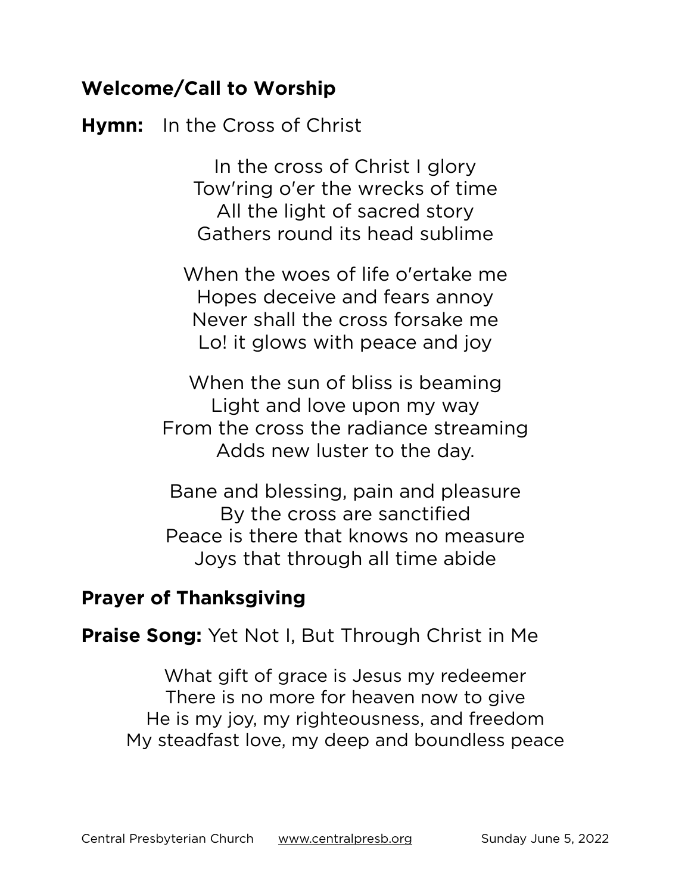**Welcome/Call to Worship**

**Hymn:** In the Cross of Christ

In the cross of Christ I glory
Tow'ring o'er the wrecks of time
All the light of sacred story
Gathers round its head sublime

When the woes of life o'ertake me
Hopes deceive and fears annoy
Never shall the cross forsake me
Lo! it glows with peace and joy

When the sun of bliss is beaming
Light and love upon my way
From the cross the radiance streaming
Adds new luster to the day.

Bane and blessing, pain and pleasure
By the cross are sanctified
Peace is there that knows no measure
Joys that through all time abide

**Prayer of Thanksgiving**

**Praise Song:** Yet Not I, But Through Christ in Me

What gift of grace is Jesus my redeemer
There is no more for heaven now to give
He is my joy, my righteousness, and freedom
My steadfast love, my deep and boundless peace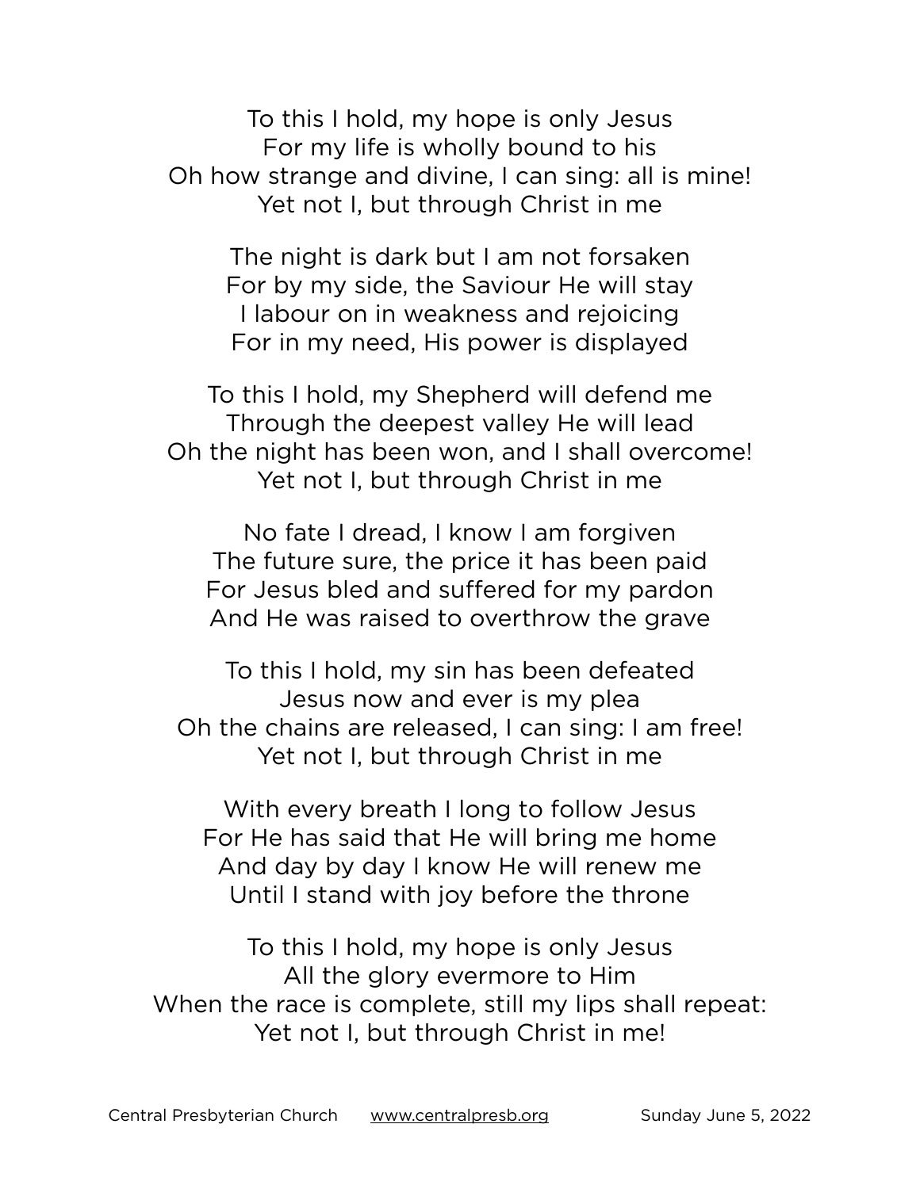To this I hold, my hope is only Jesus
For my life is wholly bound to his
Oh how strange and divine, I can sing: all is mine!
Yet not I, but through Christ in me

The night is dark but I am not forsaken
For by my side, the Saviour He will stay
I labour on in weakness and rejoicing
For in my need, His power is displayed

To this I hold, my Shepherd will defend me
Through the deepest valley He will lead
Oh the night has been won, and I shall overcome!
Yet not I, but through Christ in me

No fate I dread, I know I am forgiven
The future sure, the price it has been paid
For Jesus bled and suffered for my pardon
And He was raised to overthrow the grave

To this I hold, my sin has been defeated
Jesus now and ever is my plea
Oh the chains are released, I can sing: I am free!
Yet not I, but through Christ in me

With every breath I long to follow Jesus
For He has said that He will bring me home
And day by day I know He will renew me
Until I stand with joy before the throne

To this I hold, my hope is only Jesus
All the glory evermore to Him
When the race is complete, still my lips shall repeat:
Yet not I, but through Christ in me!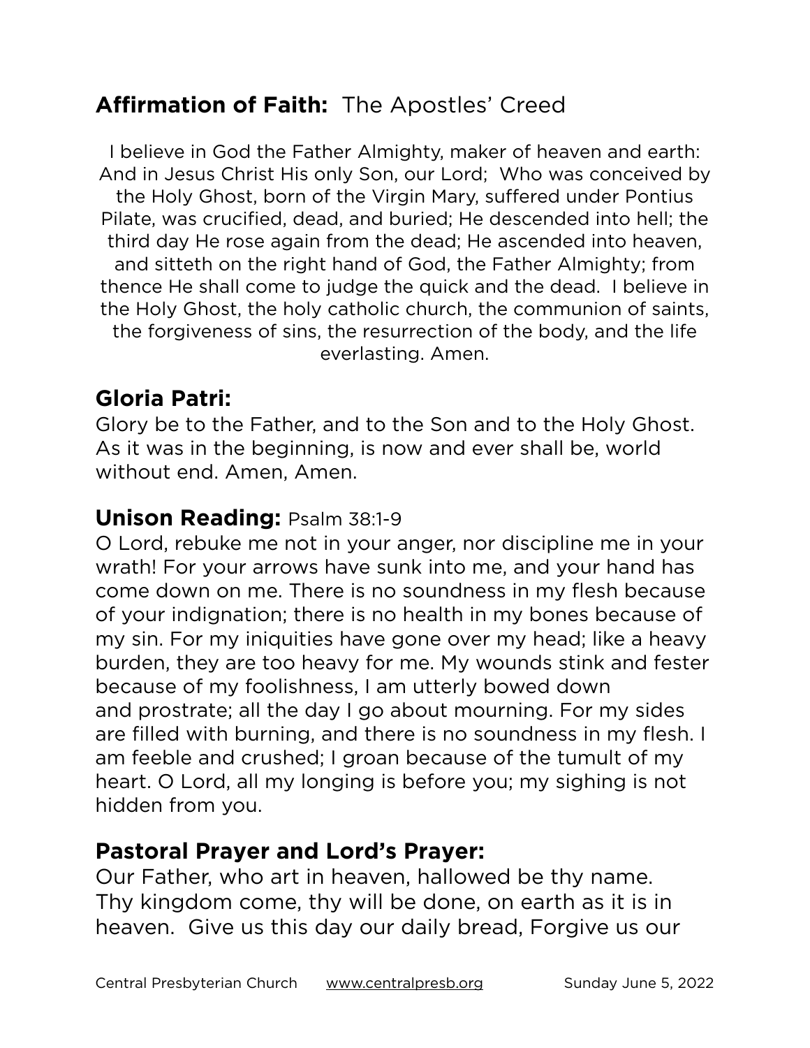## **Affirmation of Faith:** The Apostles' Creed

I believe in God the Father Almighty, maker of heaven and earth: And in Jesus Christ His only Son, our Lord; Who was conceived by the Holy Ghost, born of the Virgin Mary, suffered under Pontius Pilate, was crucified, dead, and buried; He descended into hell; the third day He rose again from the dead; He ascended into heaven, and sitteth on the right hand of God, the Father Almighty; from thence He shall come to judge the quick and the dead. I believe in the Holy Ghost, the holy catholic church, the communion of saints, the forgiveness of sins, the resurrection of the body, and the life everlasting. Amen.

## **Gloria Patri:**

Glory be to the Father, and to the Son and to the Holy Ghost. As it was in the beginning, is now and ever shall be, world without end. Amen, Amen.

## **Unison Reading:** Psalm 38:1-9

O Lord, rebuke me not in your anger, nor discipline me in your wrath! For your arrows have sunk into me, and your hand has come down on me. There is no soundness in my flesh because of your indignation; there is no health in my bones because of my sin. For my iniquities have gone over my head; like a heavy burden, they are too heavy for me. My wounds stink and fester because of my foolishness, I am utterly bowed down and prostrate; all the day I go about mourning. For my sides are filled with burning, and there is no soundness in my flesh. I am feeble and crushed; I groan because of the tumult of my heart. O Lord, all my longing is before you; my sighing is not hidden from you.

## **Pastoral Prayer and Lord's Prayer:**

Our Father, who art in heaven, hallowed be thy name. Thy kingdom come, thy will be done, on earth as it is in heaven. Give us this day our daily bread, Forgive us our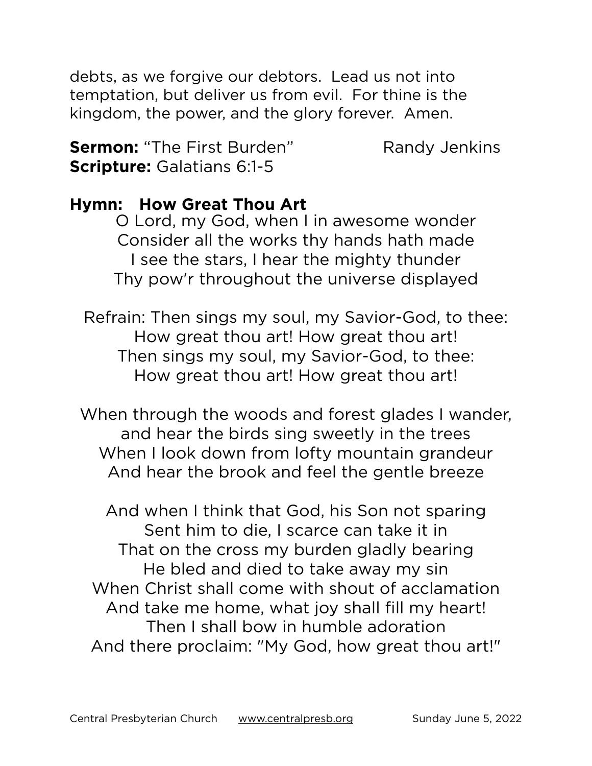debts, as we forgive our debtors.  Lead us not into temptation, but deliver us from evil.  For thine is the kingdom, the power, and the glory forever.  Amen.

**Sermon:** "The First Burden"  Randy Jenkins
**Scripture:** Galatians 6:1-5

**Hymn:  How Great Thou Art**

O Lord, my God, when I in awesome wonder
Consider all the works thy hands hath made
I see the stars, I hear the mighty thunder
Thy pow'r throughout the universe displayed

Refrain: Then sings my soul, my Savior-God, to thee:
How great thou art! How great thou art!
Then sings my soul, my Savior-God, to thee:
How great thou art! How great thou art!

When through the woods and forest glades I wander,
and hear the birds sing sweetly in the trees
When I look down from lofty mountain grandeur
And hear the brook and feel the gentle breeze

And when I think that God, his Son not sparing
Sent him to die, I scarce can take it in
That on the cross my burden gladly bearing
He bled and died to take away my sin
When Christ shall come with shout of acclamation
And take me home, what joy shall fill my heart!
Then I shall bow in humble adoration
And there proclaim: "My God, how great thou art!"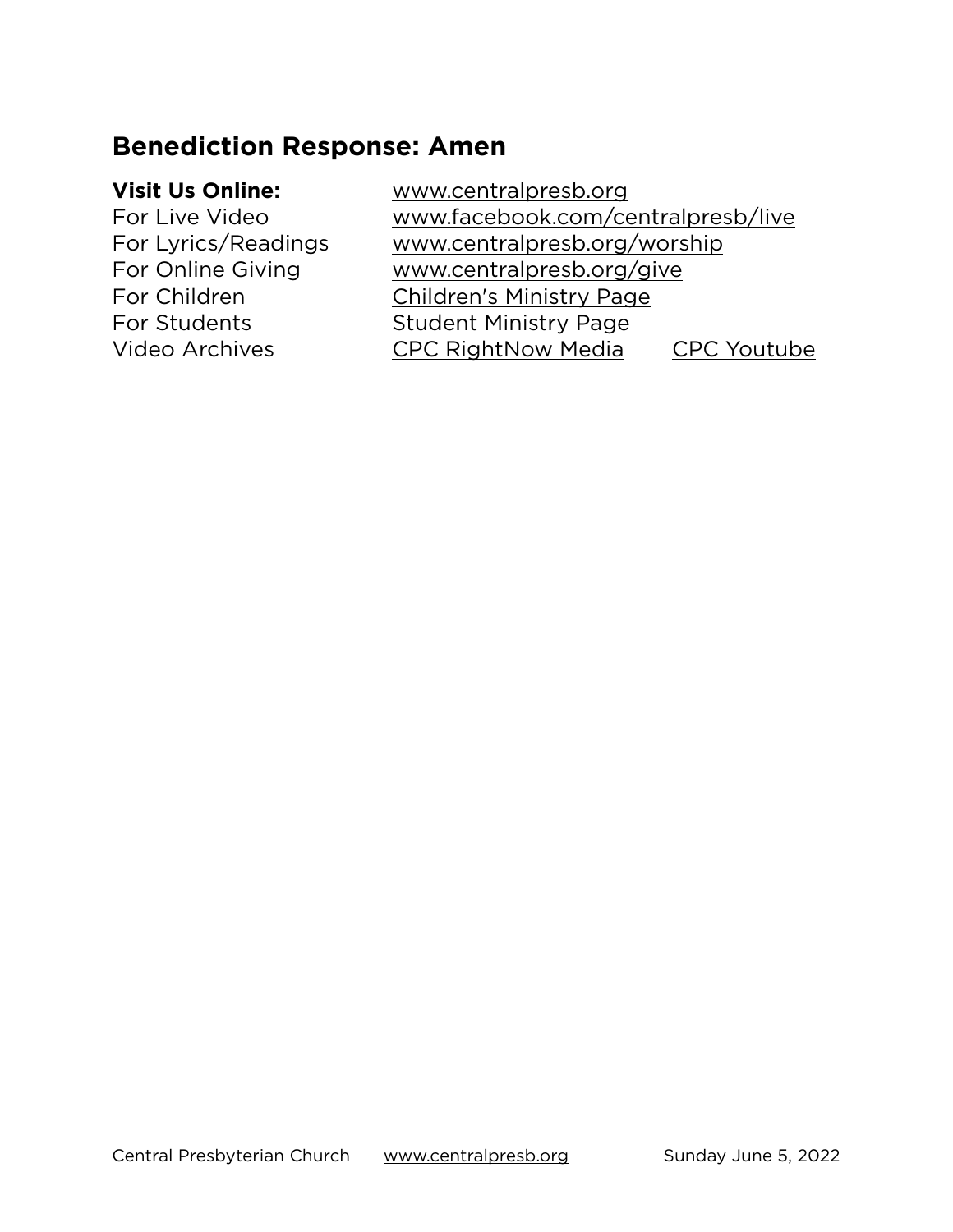## Benediction Response: Amen

| | | |
|---|---|---|
| **Visit Us Online:** | www.centralpresb.org | |
| For Live Video | www.facebook.com/centralpresb/live | |
| For Lyrics/Readings | www.centralpresb.org/worship | |
| For Online Giving | www.centralpresb.org/give | |
| For Children | Children's Ministry Page | |
| For Students | Student Ministry Page | |
| Video Archives | CPC RightNow Media | CPC Youtube |